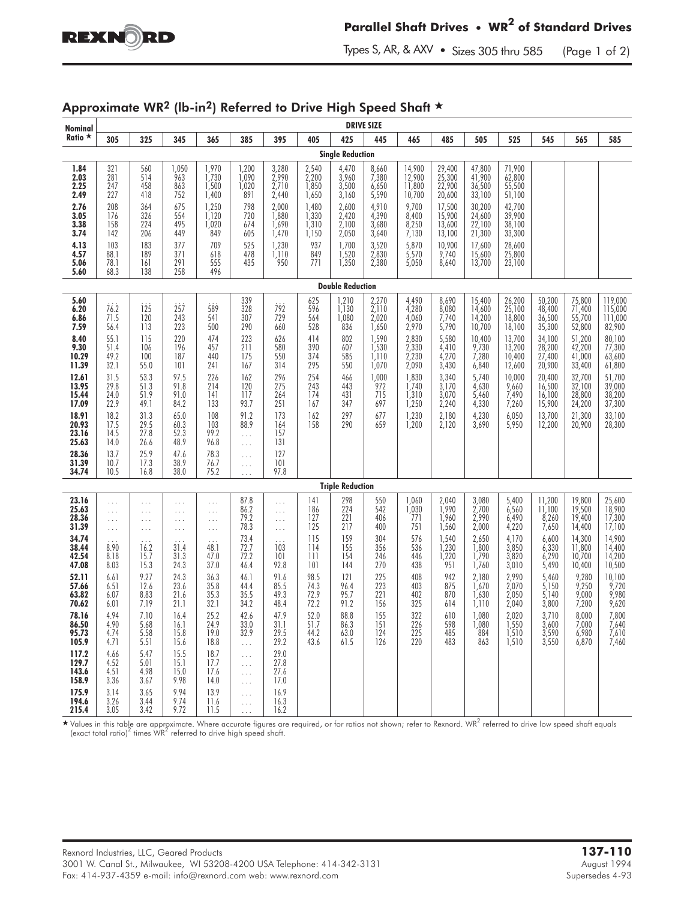## Parallel Shaft Drives • $WR^2$ of Standard Drives

Types S, AR, & AXV • Sizes 305 thru 585

### Approximate $WR^2$ ($lb\text{-}in^2$) Referred to Drive High Speed Shaft ★

| Nominal Ratio ★ | DRIVE SIZE | | | | | | | | | | | | | | | |
|---|---|---|---|---|---|---|---|---|---|---|---|---|---|---|---|---|
| | 305 | 325 | 345 | 365 | 385 | 395 | 405 | 425 | 445 | 465 | 485 | 505 | 525 | 545 | 565 | 585 |
| **Single Reduction** | | | | | | | | | | | | | | | | |
| 1.84 | 321 | 560 | 1,050 | 1,970 | 1,200 | 3,280 | 2,540 | 4,470 | 8,660 | 14,900 | 29,400 | 47,800 | 71,900 | | | |
| 2.03 | 281 | 514 | 963 | 1,730 | 1,090 | 2,990 | 2,200 | 3,960 | 7,380 | 12,900 | 25,300 | 41,900 | 62,800 | | | |
| 2.25 | 247 | 458 | 863 | 1,500 | 1,020 | 2,710 | 1,850 | 3,500 | 6,650 | 11,800 | 22,900 | 36,500 | 55,500 | | | |
| 2.49 | 227 | 418 | 752 | 1,400 | 891 | 2,440 | 1,650 | 3,160 | 5,590 | 10,700 | 20,600 | 33,100 | 51,100 | | | |
| 2.76 | 208 | 364 | 675 | 1,250 | 798 | 2,000 | 1,480 | 2,600 | 4,910 | 9,700 | 17,500 | 30,200 | 42,700 | | | |
| 3.05 | 176 | 326 | 554 | 1,120 | 720 | 1,880 | 1,330 | 2,420 | 4,390 | 8,400 | 15,900 | 24,600 | 39,900 | | | |
| 3.38 | 158 | 224 | 495 | 1,020 | 674 | 1,690 | 1,310 | 2,100 | 3,680 | 8,250 | 13,600 | 22,100 | 38,100 | | | |
| 3.74 | 142 | 206 | 449 | 849 | 605 | 1,470 | 1,150 | 2,050 | 3,640 | 7,130 | 13,100 | 21,300 | 33,300 | | | |
| 4.13 | 103 | 183 | 377 | 709 | 525 | 1,230 | 937 | 1,700 | 3,520 | 5,870 | 10,900 | 17,600 | 28,600 | | | |
| 4.57 | 88.1 | 189 | 371 | 618 | 478 | 1,110 | 849 | 1,520 | 2,830 | 5,570 | 9,740 | 15,600 | 25,800 | | | |
| 5.06 | 78.1 | 161 | 291 | 555 | 435 | 950 | 771 | 1,350 | 2,380 | 5,050 | 8,640 | 13,700 | 23,100 | | | |
| 5.60 | 68.3 | 138 | 258 | 496 | | | | | | | | | | | | |
| **Double Reduction** | | | | | | | | | | | | | | | | |
| 5.60 | ... | ... | ... | ... | 339 | ... | 625 | 1,210 | 2,270 | 4,490 | 8,690 | 15,400 | 26,200 | 50,200 | 75,800 | 119,000 |
| 6.20 | 76.2 | 125 | 257 | 589 | 328 | 792 | 596 | 1,130 | 2,110 | 4,280 | 8,080 | 14,600 | 25,100 | 48,400 | 71,400 | 115,000 |
| 6.86 | 71.5 | 120 | 243 | 541 | 307 | 729 | 564 | 1,080 | 2,020 | 4,060 | 7,740 | 14,200 | 18,800 | 36,500 | 55,700 | 111,000 |
| 7.59 | 56.4 | 113 | 223 | 500 | 290 | 660 | 528 | 836 | 1,650 | 2,970 | 5,790 | 10,700 | 18,100 | 35,300 | 52,800 | 82,900 |
| 8.40 | 55.1 | 115 | 220 | 474 | 223 | 626 | 414 | 802 | 1,590 | 2,830 | 5,580 | 10,400 | 13,700 | 34,100 | 51,200 | 80,100 |
| 9.30 | 51.4 | 106 | 196 | 457 | 211 | 580 | 390 | 607 | 1,530 | 2,330 | 4,410 | 9,730 | 13,200 | 28,200 | 42,200 | 77,300 |
| 10.29 | 49.2 | 100 | 187 | 440 | 175 | 550 | 374 | 585 | 1,110 | 2,230 | 4,270 | 7,280 | 10,400 | 27,400 | 41,000 | 63,600 |
| 11.39 | 32.1 | 55.0 | 101 | 241 | 167 | 314 | 295 | 550 | 1,070 | 2,090 | 3,430 | 6,840 | 12,600 | 20,900 | 33,400 | 61,800 |
| 12.61 | 31.5 | 53.3 | 97.5 | 226 | 162 | 296 | 254 | 466 | 1,000 | 1,830 | 3,340 | 5,740 | 10,000 | 20,400 | 32,700 | 51,700 |
| 13.95 | 29.8 | 51.3 | 91.8 | 214 | 120 | 275 | 243 | 443 | 972 | 1,740 | 3,170 | 4,630 | 9,660 | 16,500 | 32,100 | 39,000 |
| 15.44 | 24.0 | 51.9 | 91.0 | 141 | 117 | 264 | 174 | 431 | 715 | 1,310 | 3,070 | 5,460 | 7,490 | 16,100 | 28,800 | 38,200 |
| 17.09 | 22.9 | 49.1 | 84.2 | 133 | 93.7 | 251 | 167 | 347 | 697 | 1,250 | 2,240 | 4,330 | 7,260 | 15,900 | 24,200 | 37,300 |
| 18.91 | 18.2 | 31.3 | 65.0 | 108 | 91.2 | 173 | 162 | 297 | 677 | 1,230 | 2,180 | 4,230 | 6,050 | 13,700 | 21,300 | 33,100 |
| 20.93 | 17.5 | 29.5 | 60.3 | 103 | 88.9 | 164 | 158 | 290 | 659 | 1,200 | 2,120 | 3,690 | 5,950 | 12,200 | 20,900 | 28,300 |
| 23.16 | 14.5 | 27.8 | 52.3 | 99.2 | ... | 157 | | | | | | | | | | |
| 25.63 | 14.0 | 26.6 | 48.9 | 96.8 | ... | 131 | | | | | | | | | | |
| 28.36 | 13.7 | 25.9 | 47.6 | 78.3 | ... | 127 | | | | | | | | | | |
| 31.39 | 10.7 | 17.3 | 38.9 | 76.7 | ... | 101 | | | | | | | | | | |
| 34.74 | 10.5 | 16.8 | 38.0 | 75.2 | ... | 97.8 | | | | | | | | | | |
| **Triple Reduction** | | | | | | | | | | | | | | | | |
| 23.16 | ... | ... | ... | ... | 87.8 | ... | 141 | 298 | 550 | 1,060 | 2,040 | 3,080 | 5,400 | 11,200 | 19,800 | 25,600 |
| 25.63 | ... | ... | ... | ... | 86.2 | ... | 186 | 224 | 542 | 1,030 | 1,990 | 2,700 | 6,560 | 11,100 | 19,500 | 18,900 |
| 28.36 | ... | ... | ... | ... | 79.2 | ... | 127 | 221 | 406 | 771 | 1,960 | 2,990 | 6,490 | 8,260 | 19,400 | 17,300 |
| 31.39 | ... | ... | ... | ... | 78.3 | ... | 125 | 217 | 400 | 751 | 1,560 | 2,000 | 4,220 | 7,650 | 14,400 | 17,100 |
| 34.74 | ... | ... | ... | ... | 73.4 | ... | 115 | 159 | 304 | 576 | 1,540 | 2,650 | 4,170 | 6,600 | 14,300 | 14,900 |
| 38.44 | 8.90 | 16.2 | 31.4 | 48.1 | 72.7 | 103 | 114 | 155 | 356 | 536 | 1,230 | 1,800 | 3,850 | 6,330 | 11,800 | 14,400 |
| 42.54 | 8.18 | 15.7 | 31.3 | 47.0 | 72.2 | 101 | 111 | 154 | 246 | 446 | 1,220 | 1,790 | 3,820 | 6,290 | 10,700 | 14,200 |
| 47.08 | 8.03 | 15.3 | 24.3 | 37.0 | 46.4 | 92.8 | 101 | 144 | 270 | 438 | 951 | 1,760 | 3,010 | 5,490 | 10,400 | 10,500 |
| 52.11 | 6.61 | 9.27 | 24.3 | 36.3 | 46.1 | 91.6 | 98.5 | 121 | 225 | 408 | 942 | 2,180 | 2,990 | 5,460 | 9,280 | 10,100 |
| 57.66 | 6.51 | 12.6 | 23.6 | 35.8 | 44.4 | 85.5 | 74.3 | 96.4 | 223 | 403 | 875 | 1,670 | 2,070 | 5,150 | 9,250 | 9,720 |
| 63.82 | 6.07 | 8.83 | 21.6 | 35.3 | 35.5 | 49.3 | 72.9 | 95.7 | 221 | 402 | 870 | 1,630 | 2,050 | 5,140 | 9,000 | 9,980 |
| 70.62 | 6.01 | 7.19 | 21.1 | 32.1 | 34.2 | 48.4 | 72.2 | 91.2 | 156 | 325 | 614 | 1,110 | 2,040 | 3,800 | 7,200 | 9,620 |
| 78.16 | 4.94 | 7.10 | 16.4 | 25.2 | 42.6 | 47.9 | 52.0 | 88.8 | 155 | 322 | 610 | 1,080 | 2,020 | 3,710 | 8,000 | 7,800 |
| 86.50 | 4.90 | 5.68 | 16.1 | 24.9 | 33.0 | 31.1 | 51.7 | 86.3 | 151 | 226 | 598 | 1,080 | 1,550 | 3,600 | 7,000 | 7,640 |
| 95.73 | 4.74 | 5.58 | 15.8 | 19.0 | 32.9 | 29.5 | 44.2 | 63.0 | 124 | 225 | 485 | 884 | 1,510 | 3,590 | 6,980 | 7,610 |
| 105.9 | 4.71 | 5.51 | 15.6 | 18.8 | ... | 29.2 | 43.6 | 61.5 | 126 | 220 | 483 | 863 | 1,510 | 3,550 | 6,870 | 7,460 |
| 117.2 | 4.66 | 5.47 | 15.5 | 18.7 | ... | 29.0 | | | | | | | | | | |
| 129.7 | 4.52 | 5.01 | 15.1 | 17.7 | ... | 27.8 | | | | | | | | | | |
| 143.6 | 4.51 | 4.98 | 15.0 | 17.6 | ... | 27.6 | | | | | | | | | | |
| 158.9 | 3.36 | 3.67 | 9.98 | 14.0 | ... | 17.0 | | | | | | | | | | |
| 175.9 | 3.14 | 3.65 | 9.94 | 13.9 | ... | 16.9 | | | | | | | | | | |
| 194.6 | 3.26 | 3.44 | 9.74 | 11.6 | ... | 16.3 | | | | | | | | | | |
| 215.4 | 3.05 | 3.42 | 9.72 | 11.5 | ... | 16.2 | | | | | | | | | | |

★ Values in this table are approximate. Where accurate figures are required, or for ratios not shown; refer to Rexnord. $WR^2$ referred to drive low speed shaft equals (exact total ratio)$^2$ times $WR^2$ referred to drive high speed shaft.

Rexnord Industries, LLC, Geared Products
3001 W. Canal St., Milwaukee, WI 53208-4200 USA Telephone: 414-342-3131
Fax: 414-937-4359 e-mail: info@rexnord.com web: www.rexnord.com

**137-110**
August 1994
Supersedes 4-93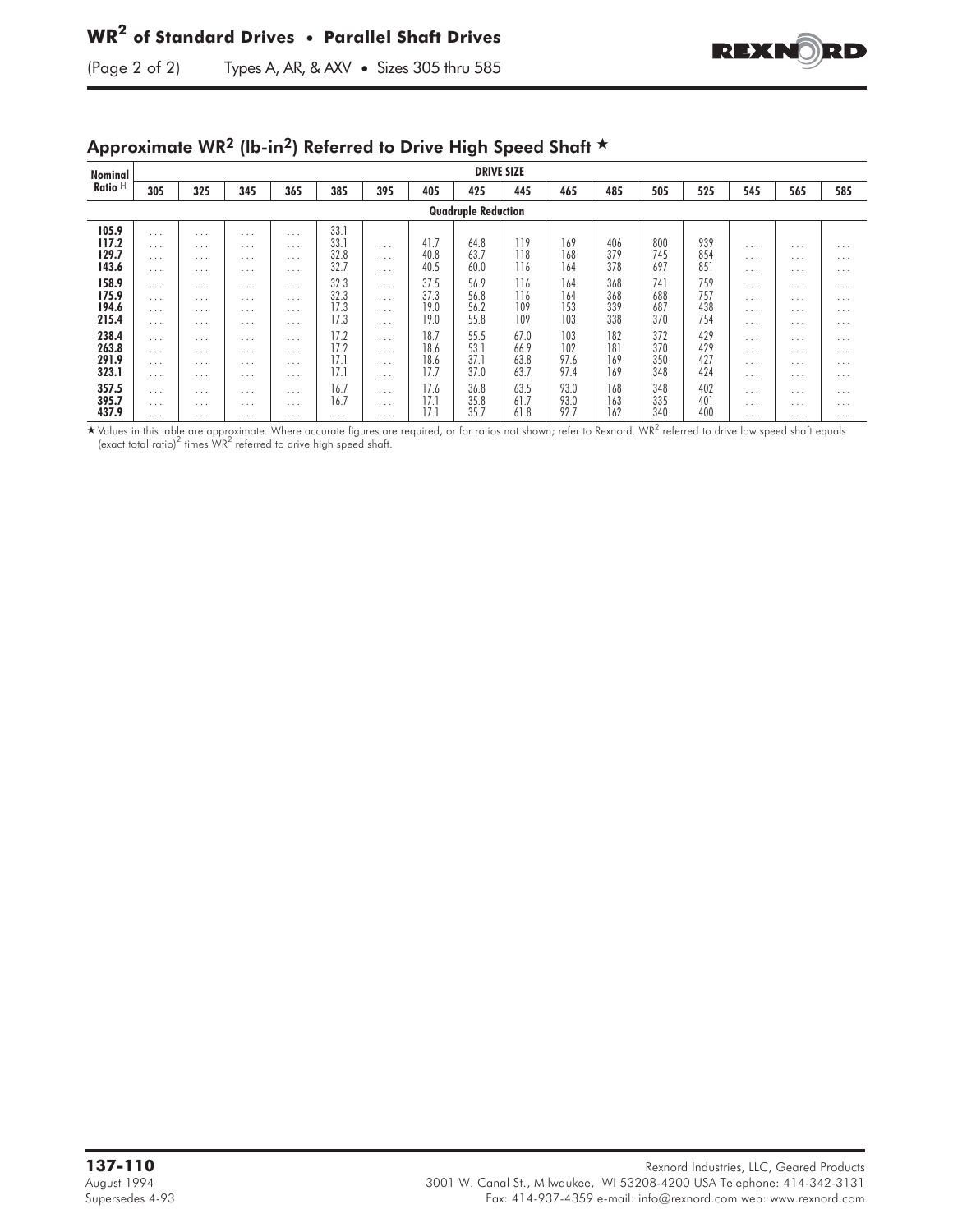# $WR^2$ of Standard Drives • Parallel Shaft Drives

(Page 2 of 2) Types A, AR, & AXV • Sizes 305 thru 585

## Approximate $WR^2$ (lb-in$^2$) Referred to Drive High Speed Shaft ★

| Nominal Ratio H | DRIVE SIZE | | | | | | | | | | | | | | | |
|---|---|---|---|---|---|---|---|---|---|---|---|---|---|---|---|---|
| | 305 | 325 | 345 | 365 | 385 | 395 | 405 | 425 | 445 | 465 | 485 | 505 | 525 | 545 | 565 | 585 |
| | | | | | | | | Quadruple Reduction | | | | | | | | |
| 105.9 | . . . | . . . | . . . | . . . | 33.1 | | | | | | | | | | | |
| 117.2 | . . . | . . . | . . . | . . . | 33.1 | . . . | 41.7 | 64.8 | 119 | 169 | 406 | 800 | 939 | . . . | . . . | . . . |
| 129.7 | . . . | . . . | . . . | . . . | 32.8 | . . . | 40.8 | 63.7 | 118 | 168 | 379 | 745 | 854 | . . . | . . . | . . . |
| 143.6 | . . . | . . . | . . . | . . . | 32.7 | . . . | 40.5 | 60.0 | 116 | 164 | 378 | 697 | 851 | . . . | . . . | . . . |
| 158.9 | . . . | . . . | . . . | . . . | 32.3 | . . . | 37.5 | 56.9 | 116 | 164 | 368 | 741 | 759 | . . . | . . . | . . . |
| 175.9 | . . . | . . . | . . . | . . . | 32.3 | . . . | 37.3 | 56.8 | 116 | 164 | 368 | 688 | 757 | . . . | . . . | . . . |
| 194.6 | . . . | . . . | . . . | . . . | 17.3 | . . . | 19.0 | 56.2 | 109 | 153 | 339 | 687 | 438 | . . . | . . . | . . . |
| 215.4 | . . . | . . . | . . . | . . . | 17.3 | . . . | 19.0 | 55.8 | 109 | 103 | 338 | 370 | 754 | . . . | . . . | . . . |
| 238.4 | . . . | . . . | . . . | . . . | 17.2 | . . . | 18.7 | 55.5 | 67.0 | 103 | 182 | 372 | 429 | . . . | . . . | . . . |
| 263.8 | . . . | . . . | . . . | . . . | 17.2 | . . . | 18.6 | 53.1 | 66.9 | 102 | 181 | 370 | 429 | . . . | . . . | . . . |
| 291.9 | . . . | . . . | . . . | . . . | 17.1 | . . . | 18.6 | 37.1 | 63.8 | 97.6 | 169 | 350 | 427 | . . . | . . . | . . . |
| 323.1 | . . . | . . . | . . . | . . . | 17.1 | . . . | 17.7 | 37.0 | 63.7 | 97.4 | 169 | 348 | 424 | . . . | . . . | . . . |
| 357.5 | . . . | . . . | . . . | . . . | 16.7 | . . . | 17.6 | 36.8 | 63.5 | 93.0 | 168 | 348 | 402 | . . . | . . . | . . . |
| 395.7 | . . . | . . . | . . . | . . . | 16.7 | . . . | 17.1 | 35.8 | 61.7 | 93.0 | 163 | 335 | 401 | . . . | . . . | . . . |
| 437.9 | . . . | . . . | . . . | . . . | . . . | . . . | 17.1 | 35.7 | 61.8 | 92.7 | 162 | 340 | 400 | . . . | . . . | . . . |

★ Values in this table are approximate. Where accurate figures are required, or for ratios not shown; refer to Rexnord. $WR^2$ referred to drive low speed shaft equals (exact total ratio)$^2$ times $WR^2$ referred to drive high speed shaft.

**137-110**
August 1994
Supersedes 4-93

Rexnord Industries, LLC, Geared Products
3001 W. Canal St., Milwaukee, WI 53208-4200 USA Telephone: 414-342-3131
Fax: 414-937-4359 e-mail: info@rexnord.com web: www.rexnord.com